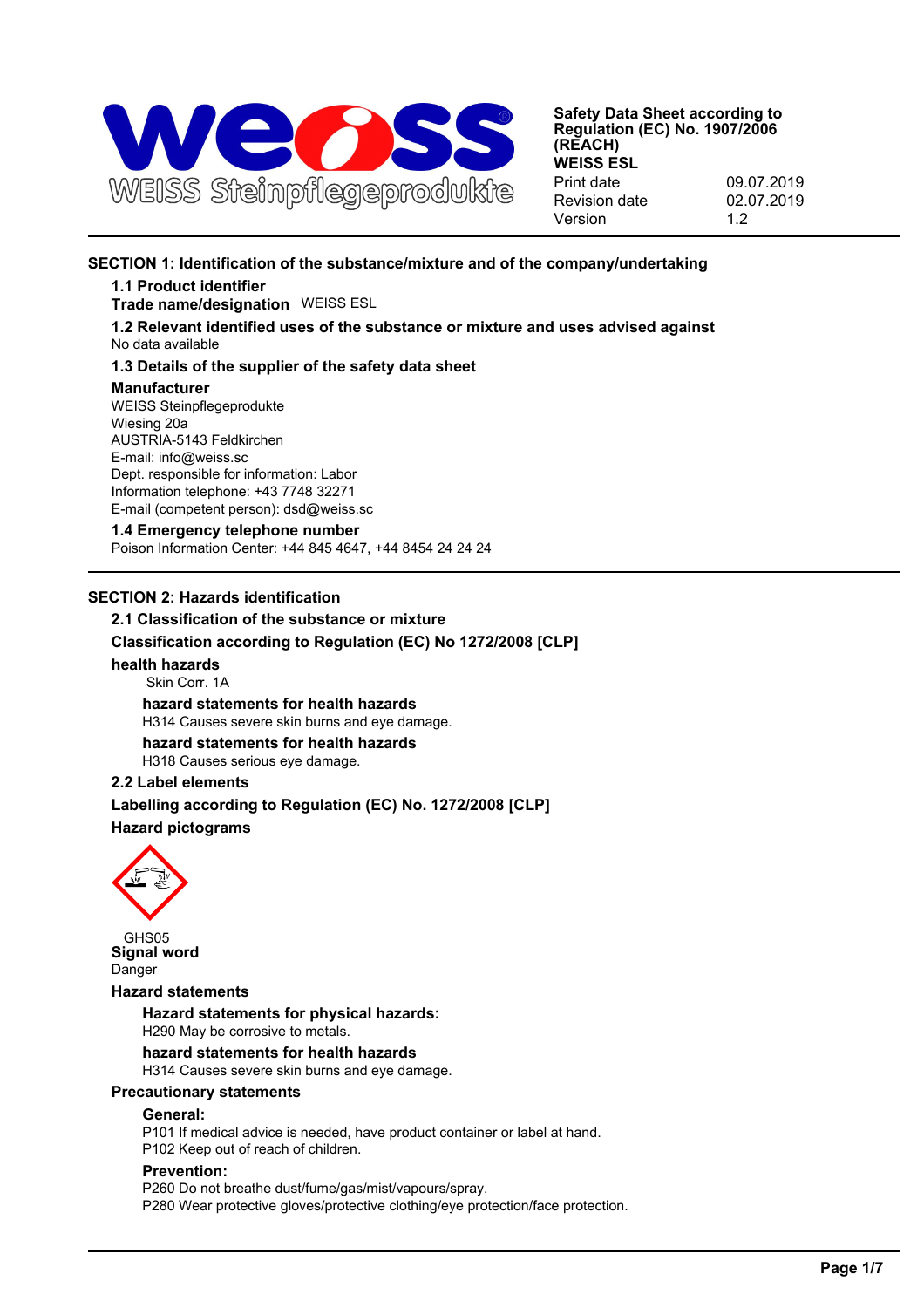**WEISS Steinpflegeprodukte**

**Safety Data Sheet according to Regulation (EC) No. 1907/2006 (REACH)**
**WEISS ESL**

| | |
|---|---|
| Print date | 09.07.2019 |
| Revision date | 02.07.2019 |
| Version | 1.2 |

## SECTION 1: Identification of the substance/mixture and of the company/undertaking

### 1.1 Product identifier

**Trade name/designation** WEISS ESL

### 1.2 Relevant identified uses of the substance or mixture and uses advised against

No data available

### 1.3 Details of the supplier of the safety data sheet

**Manufacturer**

WEISS Steinpflegeprodukte
Wiesing 20a
AUSTRIA-5143 Feldkirchen
E-mail: info@weiss.sc
Dept. responsible for information: Labor
Information telephone: +43 7748 32271
E-mail (competent person): dsd@weiss.sc

### 1.4 Emergency telephone number

Poison Information Center: +44 845 4647, +44 8454 24 24 24

## SECTION 2: Hazards identification

### 2.1 Classification of the substance or mixture

**Classification according to Regulation (EC) No 1272/2008 [CLP]**

**health hazards**

Skin Corr. 1A

**hazard statements for health hazards**

H314 Causes severe skin burns and eye damage.

**hazard statements for health hazards**

H318 Causes serious eye damage.

### 2.2 Label elements

**Labelling according to Regulation (EC) No. 1272/2008 [CLP]**

**Hazard pictograms**

GHS05

**Signal word**

Danger

**Hazard statements**

**Hazard statements for physical hazards:**

H290 May be corrosive to metals.

**hazard statements for health hazards**

H314 Causes severe skin burns and eye damage.

**Precautionary statements**

**General:**

P101 If medical advice is needed, have product container or label at hand.
P102 Keep out of reach of children.

**Prevention:**

P260 Do not breathe dust/fume/gas/mist/vapours/spray.
P280 Wear protective gloves/protective clothing/eye protection/face protection.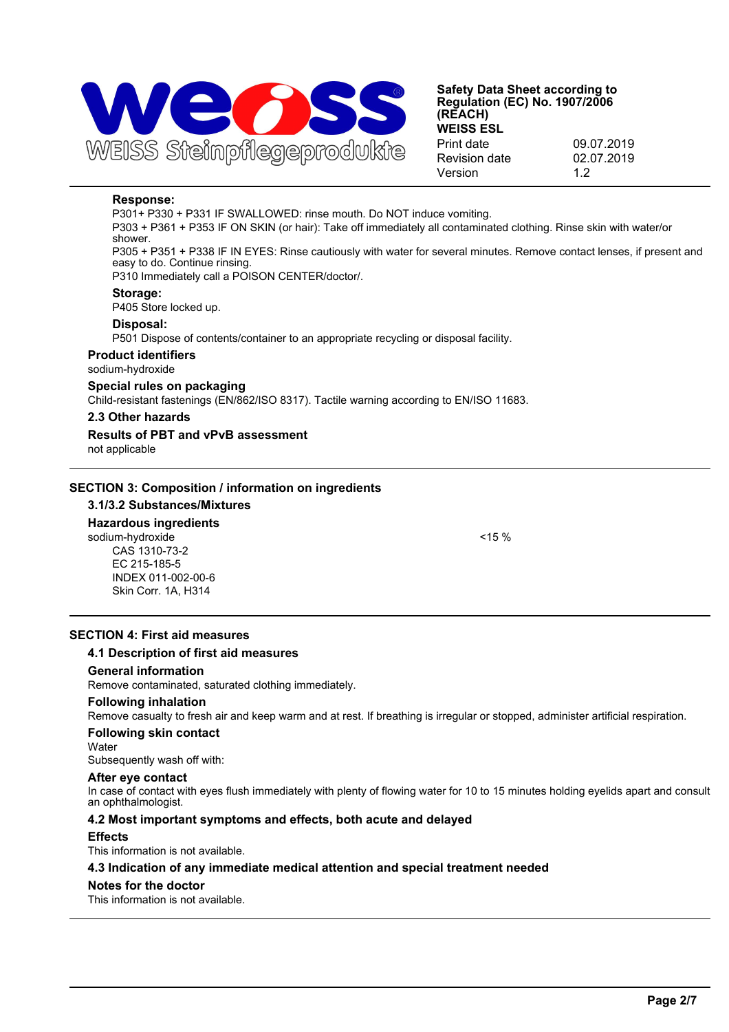**Response:**

P301+ P330 + P331 IF SWALLOWED: rinse mouth. Do NOT induce vomiting.

P303 + P361 + P353 IF ON SKIN (or hair): Take off immediately all contaminated clothing. Rinse skin with water/or shower.

P305 + P351 + P338 IF IN EYES: Rinse cautiously with water for several minutes. Remove contact lenses, if present and easy to do. Continue rinsing.

P310 Immediately call a POISON CENTER/doctor/.

**Storage:**

P405 Store locked up.

**Disposal:**

P501 Dispose of contents/container to an appropriate recycling or disposal facility.

**Product identifiers**

sodium-hydroxide

**Special rules on packaging**

Child-resistant fastenings (EN/862/ISO 8317). Tactile warning according to EN/ISO 11683.

### 2.3 Other hazards

**Results of PBT and vPvB assessment**

not applicable

## SECTION 3: Composition / information on ingredients

### 3.1/3.2 Substances/Mixtures

**Hazardous ingredients**

| | |
|---|---|
| sodium-hydroxide<br>CAS 1310-73-2<br>EC 215-185-5<br>INDEX 011-002-00-6<br>Skin Corr. 1A, H314 | <15 % |

## SECTION 4: First aid measures

### 4.1 Description of first aid measures

**General information**

Remove contaminated, saturated clothing immediately.

**Following inhalation**

Remove casualty to fresh air and keep warm and at rest. If breathing is irregular or stopped, administer artificial respiration.

**Following skin contact**

Water

Subsequently wash off with:

**After eye contact**

In case of contact with eyes flush immediately with plenty of flowing water for 10 to 15 minutes holding eyelids apart and consult an ophthalmologist.

### 4.2 Most important symptoms and effects, both acute and delayed

**Effects**

This information is not available.

### 4.3 Indication of any immediate medical attention and special treatment needed

**Notes for the doctor**

This information is not available.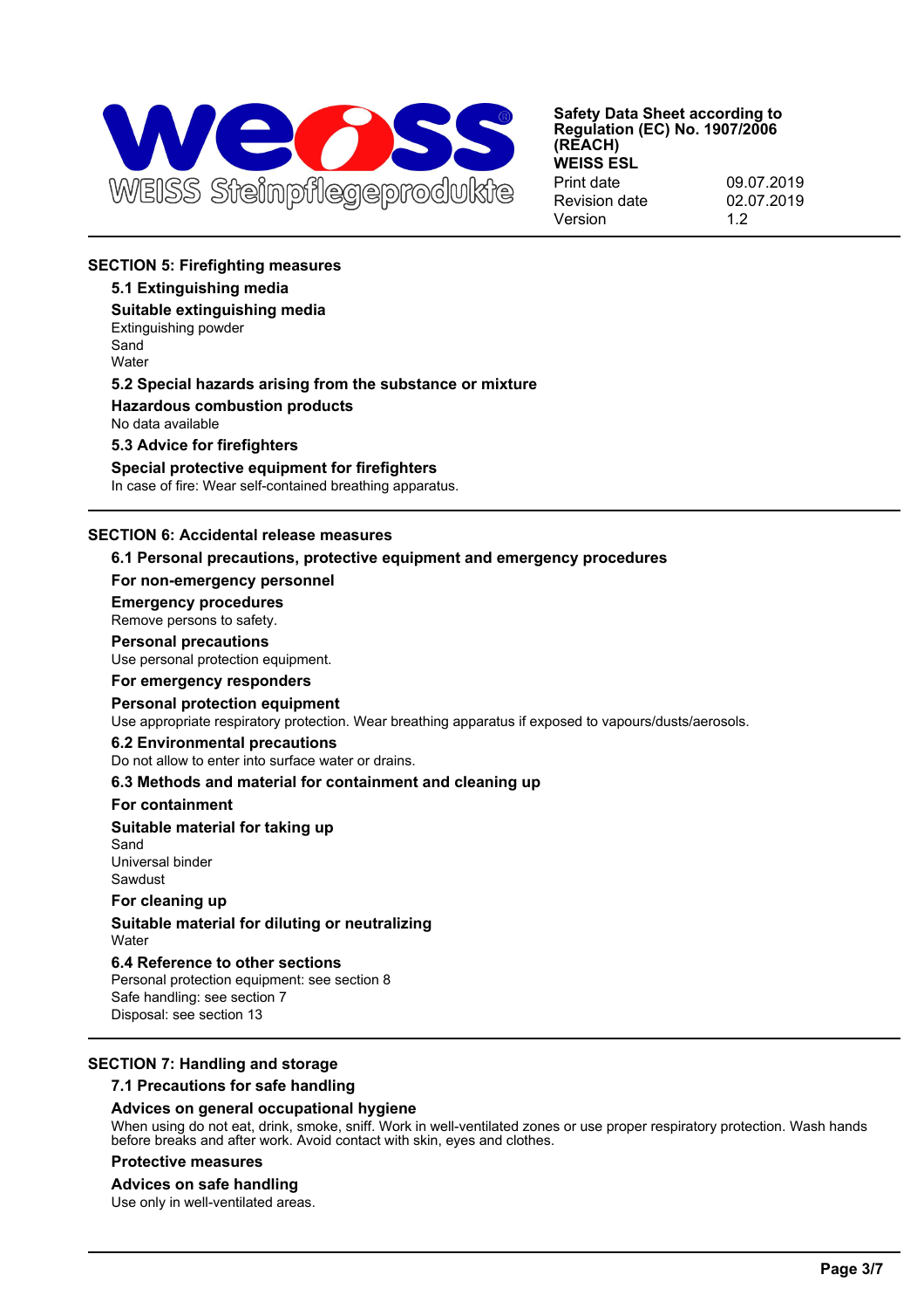## SECTION 5: Firefighting measures

### 5.1 Extinguishing media

**Suitable extinguishing media**

Extinguishing powder
Sand
Water

### 5.2 Special hazards arising from the substance or mixture

**Hazardous combustion products**

No data available

### 5.3 Advice for firefighters

**Special protective equipment for firefighters**

In case of fire: Wear self-contained breathing apparatus.

## SECTION 6: Accidental release measures

### 6.1 Personal precautions, protective equipment and emergency procedures

**For non-emergency personnel**

**Emergency procedures**

Remove persons to safety.

**Personal precautions**

Use personal protection equipment.

**For emergency responders**

**Personal protection equipment**

Use appropriate respiratory protection. Wear breathing apparatus if exposed to vapours/dusts/aerosols.

### 6.2 Environmental precautions

Do not allow to enter into surface water or drains.

### 6.3 Methods and material for containment and cleaning up

**For containment**

**Suitable material for taking up**

Sand
Universal binder
Sawdust

**For cleaning up**

**Suitable material for diluting or neutralizing**

Water

### 6.4 Reference to other sections

Personal protection equipment: see section 8
Safe handling: see section 7
Disposal: see section 13

## SECTION 7: Handling and storage

### 7.1 Precautions for safe handling

**Advices on general occupational hygiene**

When using do not eat, drink, smoke, sniff. Work in well-ventilated zones or use proper respiratory protection. Wash hands before breaks and after work. Avoid contact with skin, eyes and clothes.

**Protective measures**

**Advices on safe handling**

Use only in well-ventilated areas.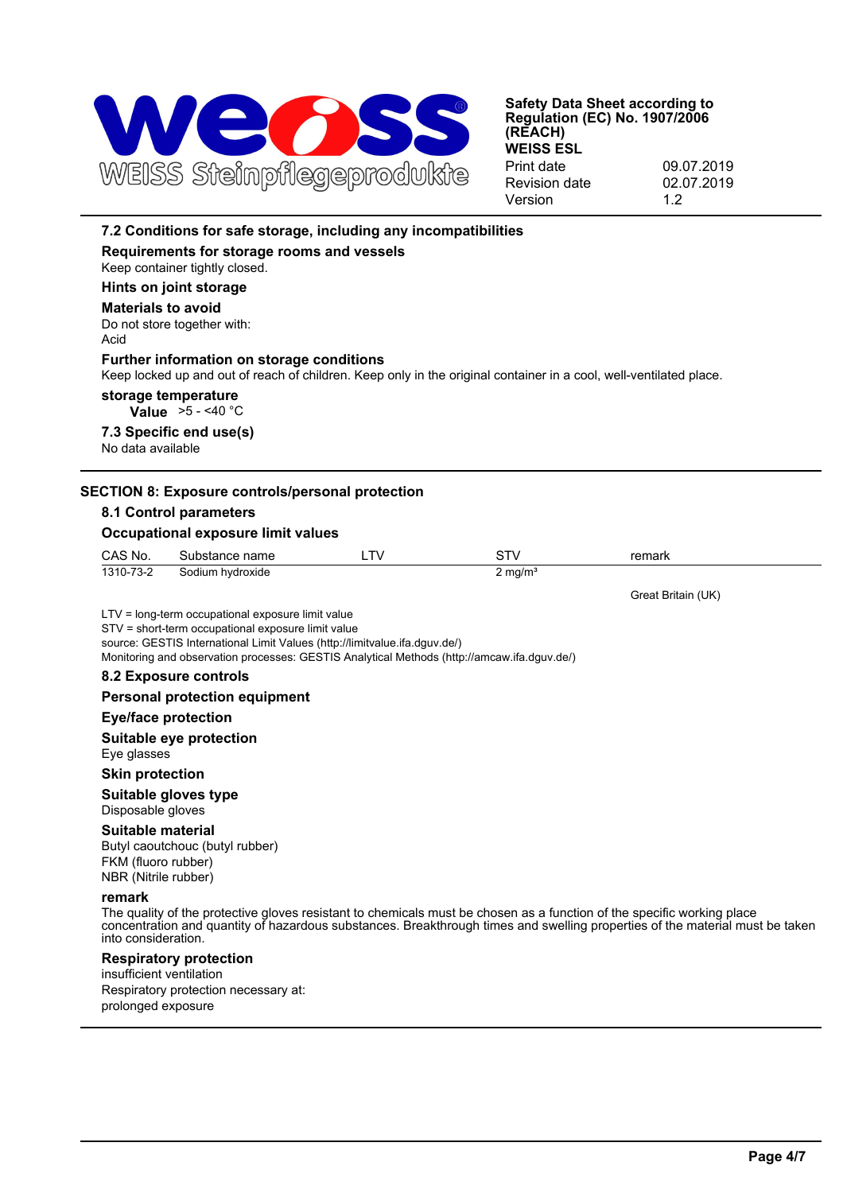### 7.2 Conditions for safe storage, including any incompatibilities

**Requirements for storage rooms and vessels**

Keep container tightly closed.

**Hints on joint storage**

**Materials to avoid**

Do not store together with:
Acid

**Further information on storage conditions**

Keep locked up and out of reach of children. Keep only in the original container in a cool, well-ventilated place.

**storage temperature**

**Value** >5 - <40 °C

### 7.3 Specific end use(s)

No data available

## SECTION 8: Exposure controls/personal protection

### 8.1 Control parameters

**Occupational exposure limit values**

| CAS No. | Substance name | LTV | STV | remark |
|---|---|---|---|---|
| 1310-73-2 | Sodium hydroxide | | 2 mg/m³ | |
| | | | | Great Britain (UK) |

LTV = long-term occupational exposure limit value
STV = short-term occupational exposure limit value
source: GESTIS International Limit Values (http://limitvalue.ifa.dguv.de/)
Monitoring and observation processes: GESTIS Analytical Methods (http://amcaw.ifa.dguv.de/)

### 8.2 Exposure controls

**Personal protection equipment**

**Eye/face protection**

**Suitable eye protection**

Eye glasses

**Skin protection**

**Suitable gloves type**

Disposable gloves

**Suitable material**

Butyl caoutchouc (butyl rubber)
FKM (fluoro rubber)
NBR (Nitrile rubber)

**remark**

The quality of the protective gloves resistant to chemicals must be chosen as a function of the specific working place concentration and quantity of hazardous substances. Breakthrough times and swelling properties of the material must be taken into consideration.

**Respiratory protection**

insufficient ventilation
Respiratory protection necessary at:
prolonged exposure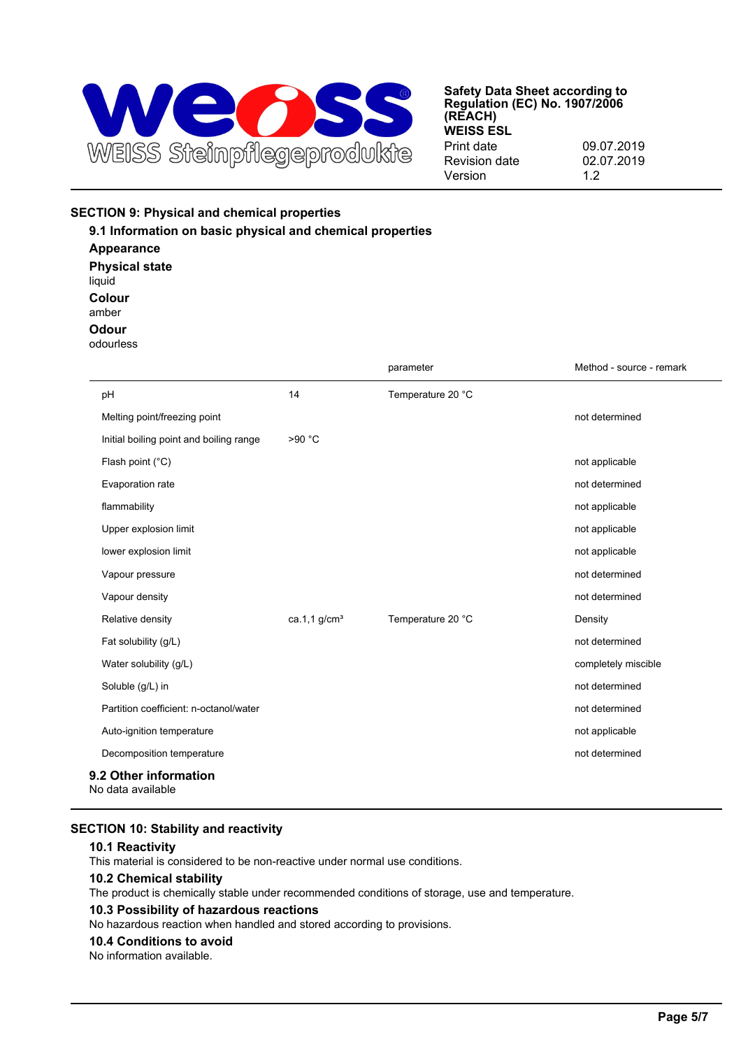## SECTION 9: Physical and chemical properties

### 9.1 Information on basic physical and chemical properties

**Appearance**

**Physical state**

liquid

**Colour**

amber

**Odour**

odourless

| | | parameter | Method - source - remark |
|---|---|---|---|
| pH | 14 | Temperature 20 °C | |
| Melting point/freezing point | | | not determined |
| Initial boiling point and boiling range | >90 °C | | |
| Flash point (°C) | | | not applicable |
| Evaporation rate | | | not determined |
| flammability | | | not applicable |
| Upper explosion limit | | | not applicable |
| lower explosion limit | | | not applicable |
| Vapour pressure | | | not determined |
| Vapour density | | | not determined |
| Relative density | ca.1,1 g/cm³ | Temperature 20 °C | Density |
| Fat solubility (g/L) | | | not determined |
| Water solubility (g/L) | | | completely miscible |
| Soluble (g/L) in | | | not determined |
| Partition coefficient: n-octanol/water | | | not determined |
| Auto-ignition temperature | | | not applicable |
| Decomposition temperature | | | not determined |

### 9.2 Other information

No data available

## SECTION 10: Stability and reactivity

### 10.1 Reactivity

This material is considered to be non-reactive under normal use conditions.

### 10.2 Chemical stability

The product is chemically stable under recommended conditions of storage, use and temperature.

### 10.3 Possibility of hazardous reactions

No hazardous reaction when handled and stored according to provisions.

### 10.4 Conditions to avoid

No information available.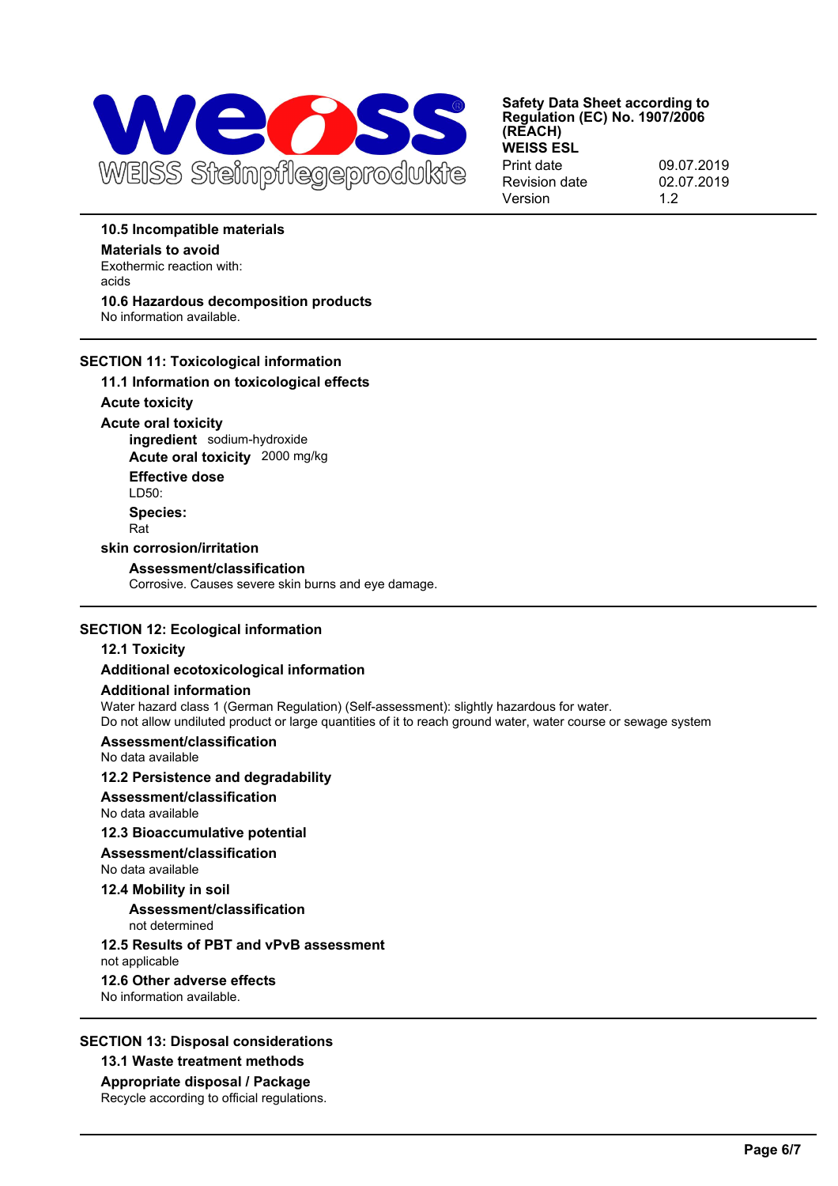### 10.5 Incompatible materials

**Materials to avoid**

Exothermic reaction with:
acids

### 10.6 Hazardous decomposition products

No information available.

## SECTION 11: Toxicological information

### 11.1 Information on toxicological effects

**Acute toxicity**

**Acute oral toxicity**

**ingredient** sodium-hydroxide

**Acute oral toxicity** 2000 mg/kg

**Effective dose**

LD50:

**Species:**

Rat

**skin corrosion/irritation**

**Assessment/classification**

Corrosive. Causes severe skin burns and eye damage.

## SECTION 12: Ecological information

### 12.1 Toxicity

**Additional ecotoxicological information**

**Additional information**

Water hazard class 1 (German Regulation) (Self-assessment): slightly hazardous for water.
Do not allow undiluted product or large quantities of it to reach ground water, water course or sewage system

**Assessment/classification**

No data available

### 12.2 Persistence and degradability

**Assessment/classification**

No data available

### 12.3 Bioaccumulative potential

**Assessment/classification**

No data available

### 12.4 Mobility in soil

**Assessment/classification**

not determined

### 12.5 Results of PBT and vPvB assessment

not applicable

### 12.6 Other adverse effects

No information available.

## SECTION 13: Disposal considerations

### 13.1 Waste treatment methods

**Appropriate disposal / Package**

Recycle according to official regulations.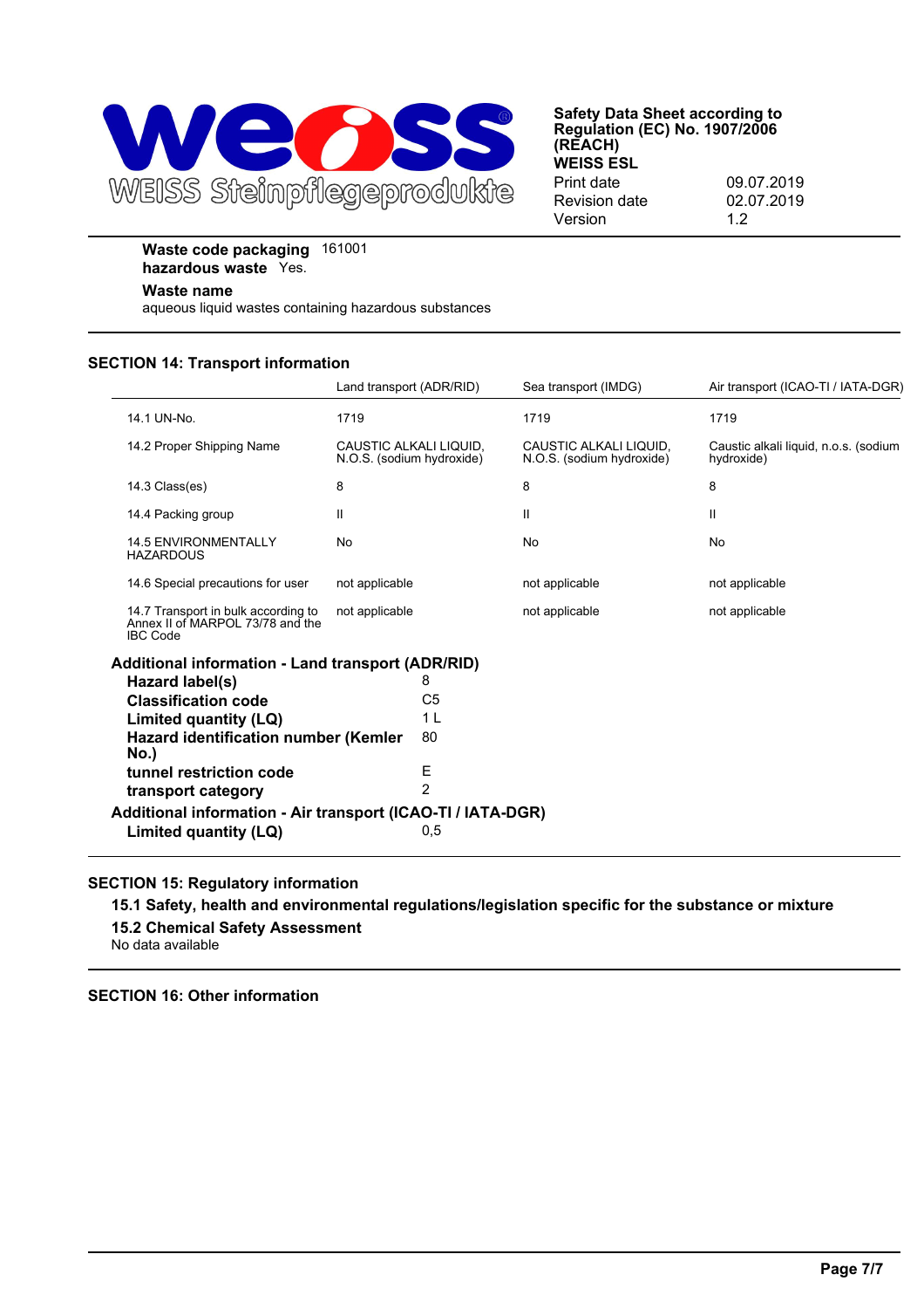**Waste code packaging** 161001
**hazardous waste** Yes.

**Waste name**
aqueous liquid wastes containing hazardous substances

## SECTION 14: Transport information

| | Land transport (ADR/RID) | Sea transport (IMDG) | Air transport (ICAO-TI / IATA-DGR) |
|---|---|---|---|
| 14.1 UN-No. | 1719 | 1719 | 1719 |
| 14.2 Proper Shipping Name | CAUSTIC ALKALI LIQUID, N.O.S. (sodium hydroxide) | CAUSTIC ALKALI LIQUID, N.O.S. (sodium hydroxide) | Caustic alkali liquid, n.o.s. (sodium hydroxide) |
| 14.3 Class(es) | 8 | 8 | 8 |
| 14.4 Packing group | II | II | II |
| 14.5 ENVIRONMENTALLY HAZARDOUS | No | No | No |
| 14.6 Special precautions for user | not applicable | not applicable | not applicable |
| 14.7 Transport in bulk according to Annex II of MARPOL 73/78 and the IBC Code | not applicable | not applicable | not applicable |

**Additional information - Land transport (ADR/RID)**

| | |
|---|---|
| **Hazard label(s)** | 8 |
| **Classification code** | C5 |
| **Limited quantity (LQ)** | 1 L |
| **Hazard identification number (Kemler No.)** | 80 |
| **tunnel restriction code** | E |
| **transport category** | 2 |

**Additional information - Air transport (ICAO-TI / IATA-DGR)**

| | |
|---|---|
| **Limited quantity (LQ)** | 0,5 |

## SECTION 15: Regulatory information

### 15.1 Safety, health and environmental regulations/legislation specific for the substance or mixture

### 15.2 Chemical Safety Assessment

No data available

## SECTION 16: Other information